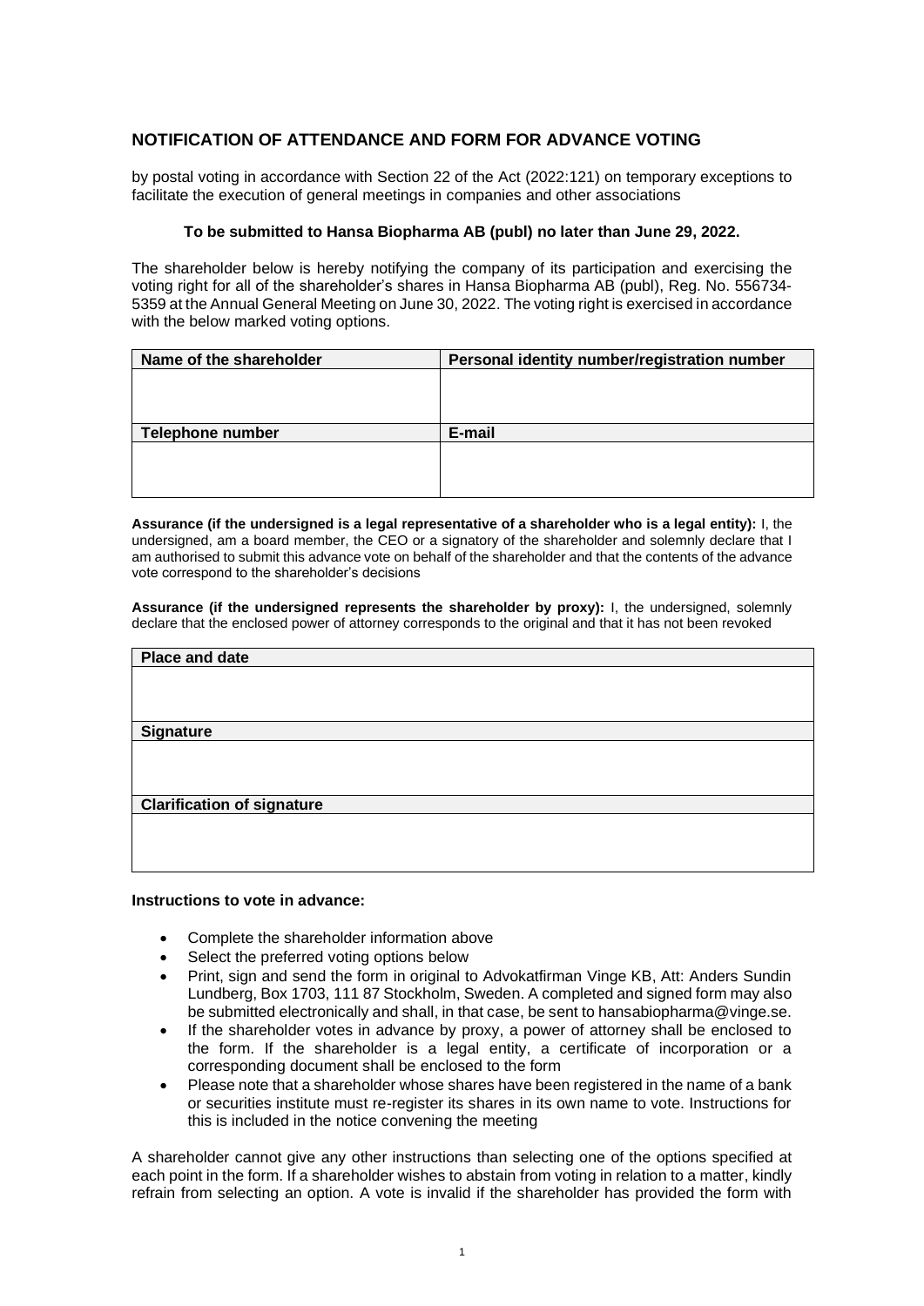## NOTIFICATION OF ATTENDANCE AND FORM FOR ADVANCE VOTING

by postal voting in accordance with Section 22 of the Act (2022:121) on temporary exceptions to facilitate the execution of general meetings in companies and other associations

**To be submitted to Hansa Biopharma AB (publ) no later than June 29, 2022.**

The shareholder below is hereby notifying the company of its participation and exercising the voting right for all of the shareholder's shares in Hansa Biopharma AB (publ), Reg. No. 556734-5359 at the Annual General Meeting on June 30, 2022. The voting right is exercised in accordance with the below marked voting options.

| Name of the shareholder | Personal identity number/registration number |
| --- | --- |
| | |
| **Telephone number** | **E-mail** |
| | |

**Assurance (if the undersigned is a legal representative of a shareholder who is a legal entity):** I, the undersigned, am a board member, the CEO or a signatory of the shareholder and solemnly declare that I am authorised to submit this advance vote on behalf of the shareholder and that the contents of the advance vote correspond to the shareholder's decisions

**Assurance (if the undersigned represents the shareholder by proxy):** I, the undersigned, solemnly declare that the enclosed power of attorney corresponds to the original and that it has not been revoked

| Place and date |
| --- |
| |
| **Signature** |
| |
| **Clarification of signature** |
| |

**Instructions to vote in advance:**

- Complete the shareholder information above
- Select the preferred voting options below
- Print, sign and send the form in original to Advokatfirman Vinge KB, Att: Anders Sundin Lundberg, Box 1703, 111 87 Stockholm, Sweden. A completed and signed form may also be submitted electronically and shall, in that case, be sent to hansabiopharma@vinge.se.
- If the shareholder votes in advance by proxy, a power of attorney shall be enclosed to the form. If the shareholder is a legal entity, a certificate of incorporation or a corresponding document shall be enclosed to the form
- Please note that a shareholder whose shares have been registered in the name of a bank or securities institute must re-register its shares in its own name to vote. Instructions for this is included in the notice convening the meeting

A shareholder cannot give any other instructions than selecting one of the options specified at each point in the form. If a shareholder wishes to abstain from voting in relation to a matter, kindly refrain from selecting an option. A vote is invalid if the shareholder has provided the form with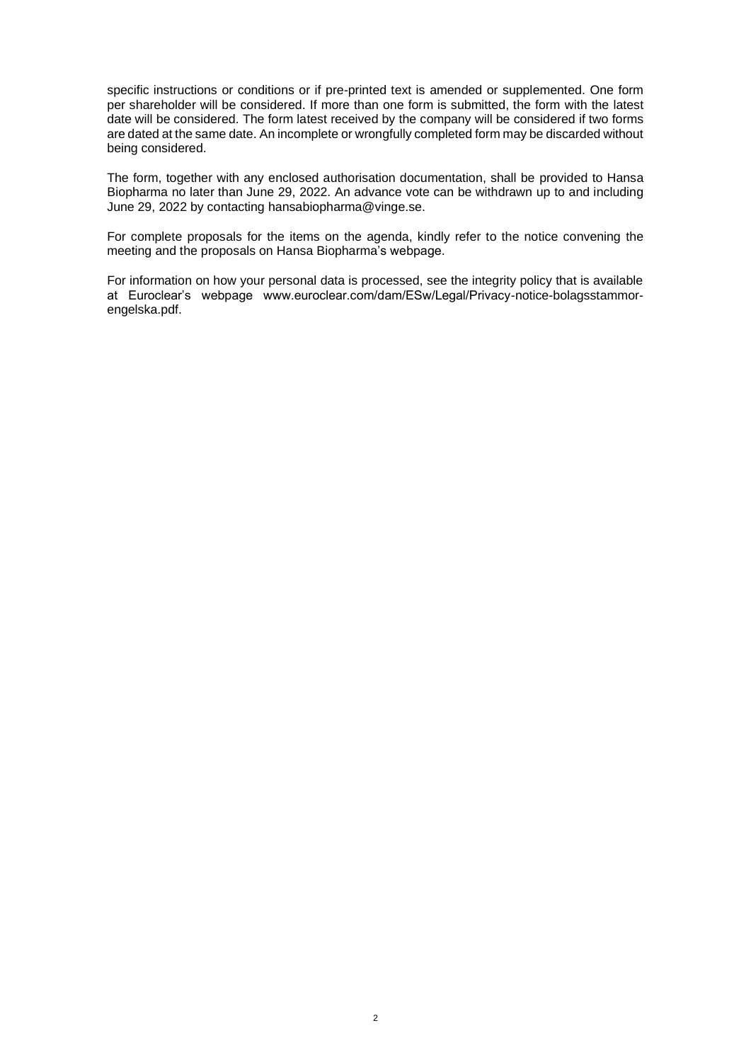specific instructions or conditions or if pre-printed text is amended or supplemented. One form per shareholder will be considered. If more than one form is submitted, the form with the latest date will be considered. The form latest received by the company will be considered if two forms are dated at the same date. An incomplete or wrongfully completed form may be discarded without being considered.

The form, together with any enclosed authorisation documentation, shall be provided to Hansa Biopharma no later than June 29, 2022. An advance vote can be withdrawn up to and including June 29, 2022 by contacting hansabiopharma@vinge.se.

For complete proposals for the items on the agenda, kindly refer to the notice convening the meeting and the proposals on Hansa Biopharma's webpage.

For information on how your personal data is processed, see the integrity policy that is available at Euroclear's webpage www.euroclear.com/dam/ESw/Legal/Privacy-notice-bolagsstammor-engelska.pdf.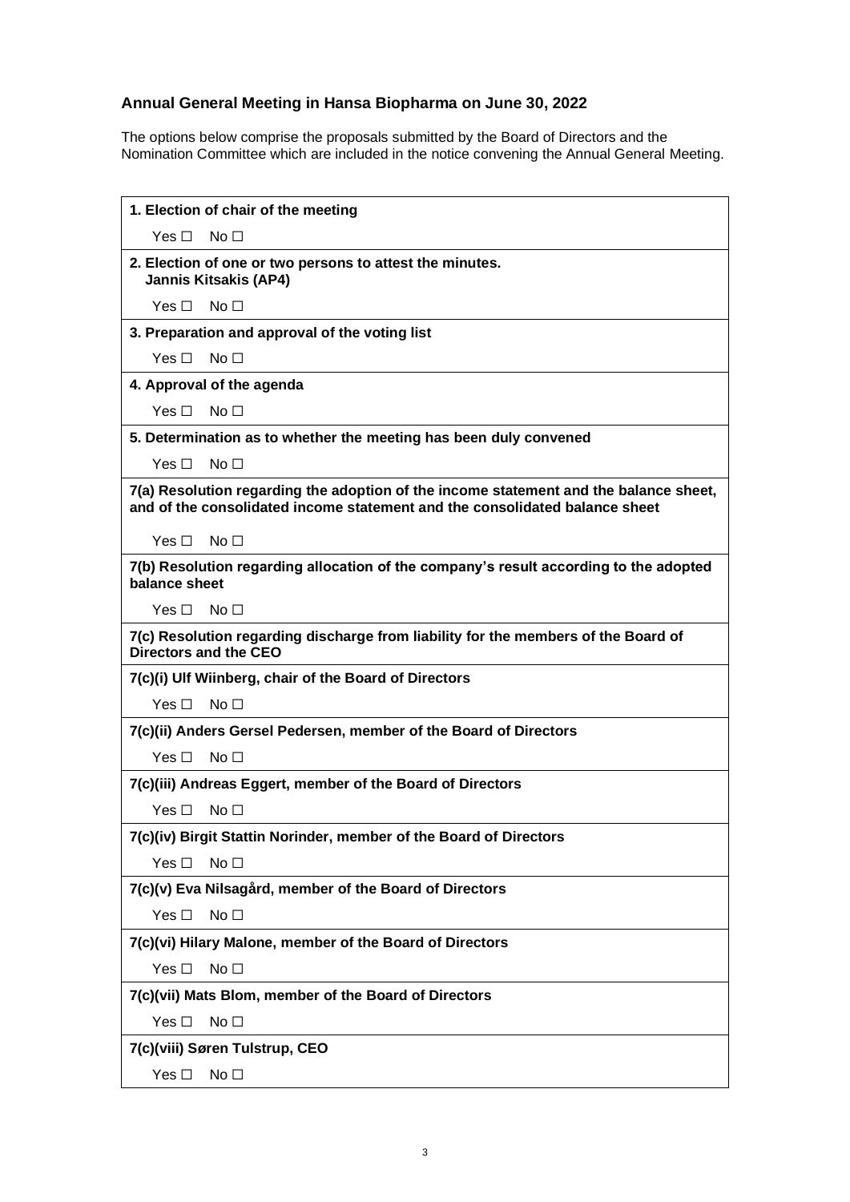## Annual General Meeting in Hansa Biopharma on June 30, 2022

The options below comprise the proposals submitted by the Board of Directors and the Nomination Committee which are included in the notice convening the Annual General Meeting.

| **1. Election of chair of the meeting** |
|---|
| Yes ☐ No ☐ |
| **2. Election of one or two persons to attest the minutes.** **Jannis Kitsakis (AP4)** |
| Yes ☐ No ☐ |
| **3. Preparation and approval of the voting list** |
| Yes ☐ No ☐ |
| **4. Approval of the agenda** |
| Yes ☐ No ☐ |
| **5. Determination as to whether the meeting has been duly convened** |
| Yes ☐ No ☐ |
| **7(a) Resolution regarding the adoption of the income statement and the balance sheet, and of the consolidated income statement and the consolidated balance sheet** |
| Yes ☐ No ☐ |
| **7(b) Resolution regarding allocation of the company's result according to the adopted balance sheet** |
| Yes ☐ No ☐ |
| **7(c) Resolution regarding discharge from liability for the members of the Board of Directors and the CEO** |
| **7(c)(i) Ulf Wiinberg, chair of the Board of Directors** |
| Yes ☐ No ☐ |
| **7(c)(ii) Anders Gersel Pedersen, member of the Board of Directors** |
| Yes ☐ No ☐ |
| **7(c)(iii) Andreas Eggert, member of the Board of Directors** |
| Yes ☐ No ☐ |
| **7(c)(iv) Birgit Stattin Norinder, member of the Board of Directors** |
| Yes ☐ No ☐ |
| **7(c)(v) Eva Nilsagård, member of the Board of Directors** |
| Yes ☐ No ☐ |
| **7(c)(vi) Hilary Malone, member of the Board of Directors** |
| Yes ☐ No ☐ |
| **7(c)(vii) Mats Blom, member of the Board of Directors** |
| Yes ☐ No ☐ |
| **7(c)(viii) Søren Tulstrup, CEO** |
| Yes ☐ No ☐ |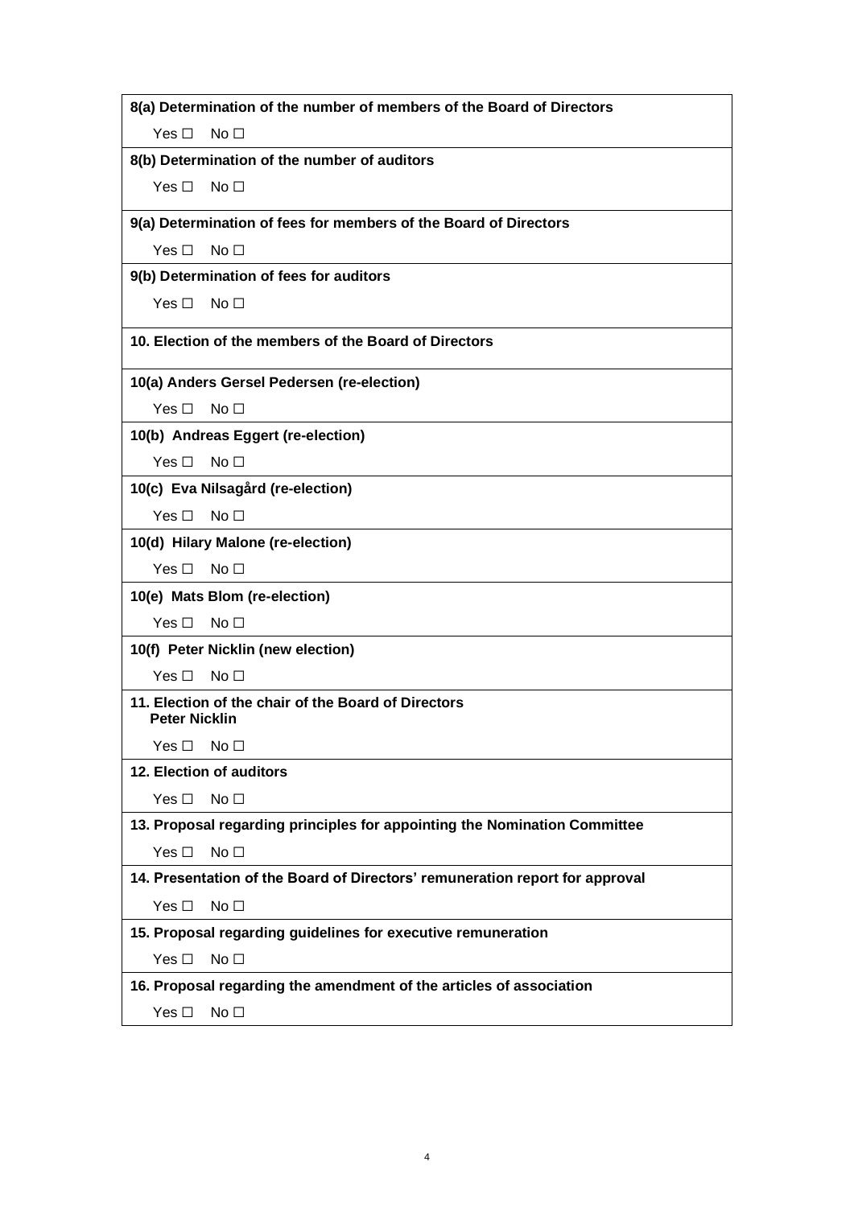| **8(a) Determination of the number of members of the Board of Directors** |
|---|
| Yes ☐ No ☐ |
| **8(b) Determination of the number of auditors** |
| Yes ☐ No ☐ |
| **9(a) Determination of fees for members of the Board of Directors** |
| Yes ☐ No ☐ |
| **9(b) Determination of fees for auditors** |
| Yes ☐ No ☐ |
| **10. Election of the members of the Board of Directors** |
| **10(a) Anders Gersel Pedersen (re-election)** |
| Yes ☐ No ☐ |
| **10(b) Andreas Eggert (re-election)** |
| Yes ☐ No ☐ |
| **10(c) Eva Nilsagård (re-election)** |
| Yes ☐ No ☐ |
| **10(d) Hilary Malone (re-election)** |
| Yes ☐ No ☐ |
| **10(e) Mats Blom (re-election)** |
| Yes ☐ No ☐ |
| **10(f) Peter Nicklin (new election)** |
| Yes ☐ No ☐ |
| **11. Election of the chair of the Board of Directors** **Peter Nicklin** |
| Yes ☐ No ☐ |
| **12. Election of auditors** |
| Yes ☐ No ☐ |
| **13. Proposal regarding principles for appointing the Nomination Committee** |
| Yes ☐ No ☐ |
| **14. Presentation of the Board of Directors' remuneration report for approval** |
| Yes ☐ No ☐ |
| **15. Proposal regarding guidelines for executive remuneration** |
| Yes ☐ No ☐ |
| **16. Proposal regarding the amendment of the articles of association** |
| Yes ☐ No ☐ |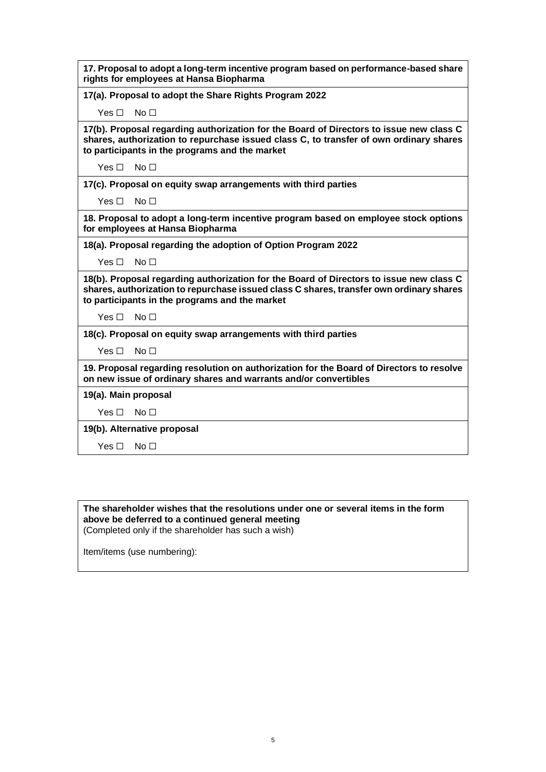**17. Proposal to adopt a long-term incentive program based on performance-based share rights for employees at Hansa Biopharma**

**17(a). Proposal to adopt the Share Rights Program 2022**

Yes ☐ No ☐

**17(b). Proposal regarding authorization for the Board of Directors to issue new class C shares, authorization to repurchase issued class C, to transfer of own ordinary shares to participants in the programs and the market**

Yes ☐ No ☐

**17(c). Proposal on equity swap arrangements with third parties**

Yes ☐ No ☐

**18. Proposal to adopt a long-term incentive program based on employee stock options for employees at Hansa Biopharma**

**18(a). Proposal regarding the adoption of Option Program 2022**

Yes ☐ No ☐

**18(b). Proposal regarding authorization for the Board of Directors to issue new class C shares, authorization to repurchase issued class C shares, transfer own ordinary shares to participants in the programs and the market**

Yes ☐ No ☐

**18(c). Proposal on equity swap arrangements with third parties**

Yes ☐ No ☐

**19. Proposal regarding resolution on authorization for the Board of Directors to resolve on new issue of ordinary shares and warrants and/or convertibles**

**19(a). Main proposal**

Yes ☐ No ☐

**19(b). Alternative proposal**

Yes ☐ No ☐

**The shareholder wishes that the resolutions under one or several items in the form above be deferred to a continued general meeting**
(Completed only if the shareholder has such a wish)

Item/items (use numbering):